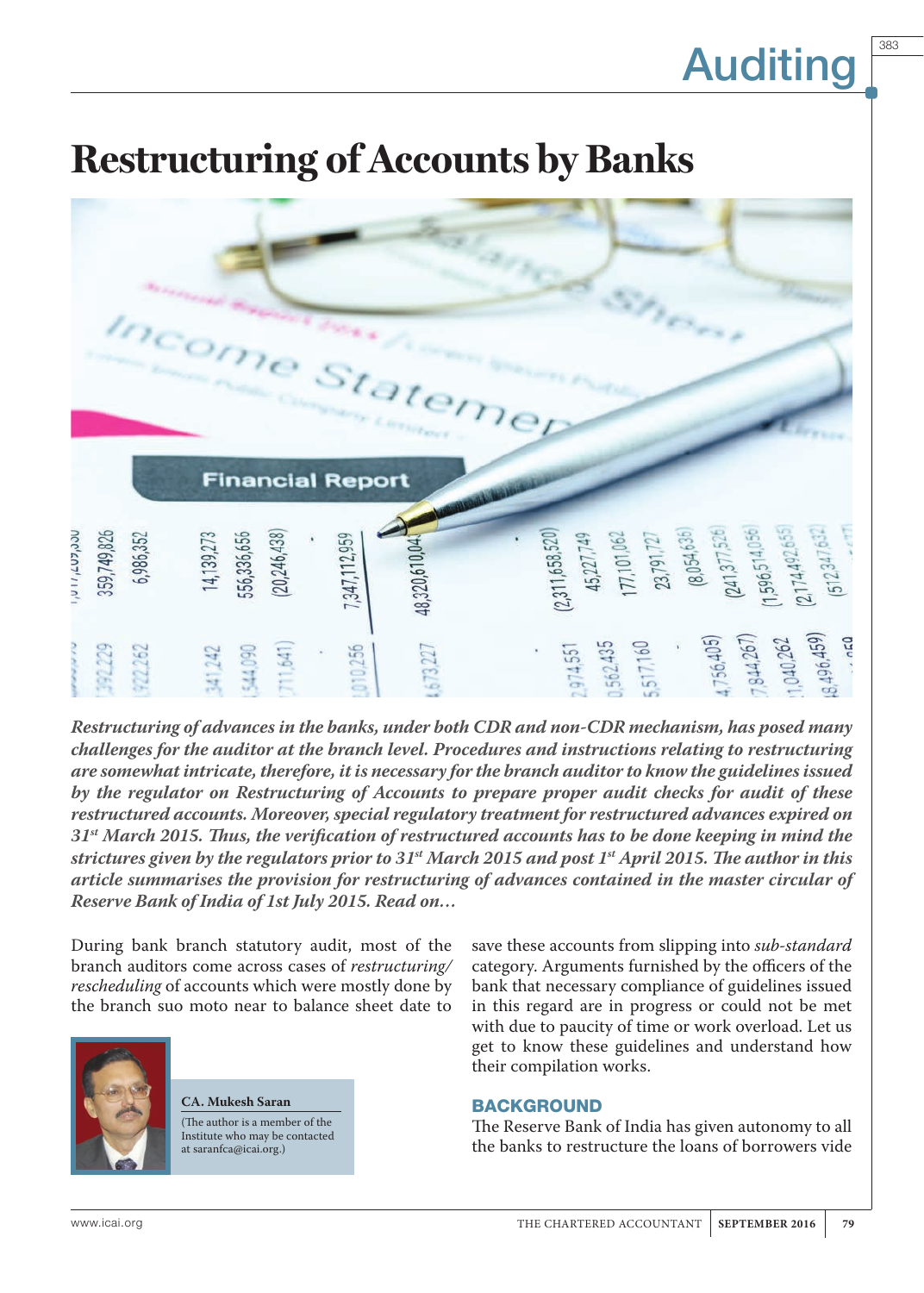# Restructuring of Accounts by Banks

***Restructuring of advances in the banks, under both CDR and non-CDR mechanism, has posed many challenges for the auditor at the branch level. Procedures and instructions relating to restructuring are somewhat intricate, therefore, it is necessary for the branch auditor to know the guidelines issued by the regulator on Restructuring of Accounts to prepare proper audit checks for audit of these restructured accounts. Moreover, special regulatory treatment for restructured advances expired on 31st March 2015. Thus, the verification of restructured accounts has to be done keeping in mind the strictures given by the regulators prior to 31st March 2015 and post 1st April 2015. The author in this article summarises the provision for restructuring of advances contained in the master circular of Reserve Bank of India of 1st July 2015. Read on…***

During bank branch statutory audit, most of the branch auditors come across cases of *restructuring/ rescheduling* of accounts which were mostly done by the branch suo moto near to balance sheet date to save these accounts from slipping into *sub-standard* category. Arguments furnished by the officers of the bank that necessary compliance of guidelines issued in this regard are in progress or could not be met with due to paucity of time or work overload. Let us get to know these guidelines and understand how their compilation works.

**CA. Mukesh Saran**

(The author is a member of the Institute who may be contacted at saranfca@icai.org.)

## BACKGROUND

The Reserve Bank of India has given autonomy to all the banks to restructure the loans of borrowers vide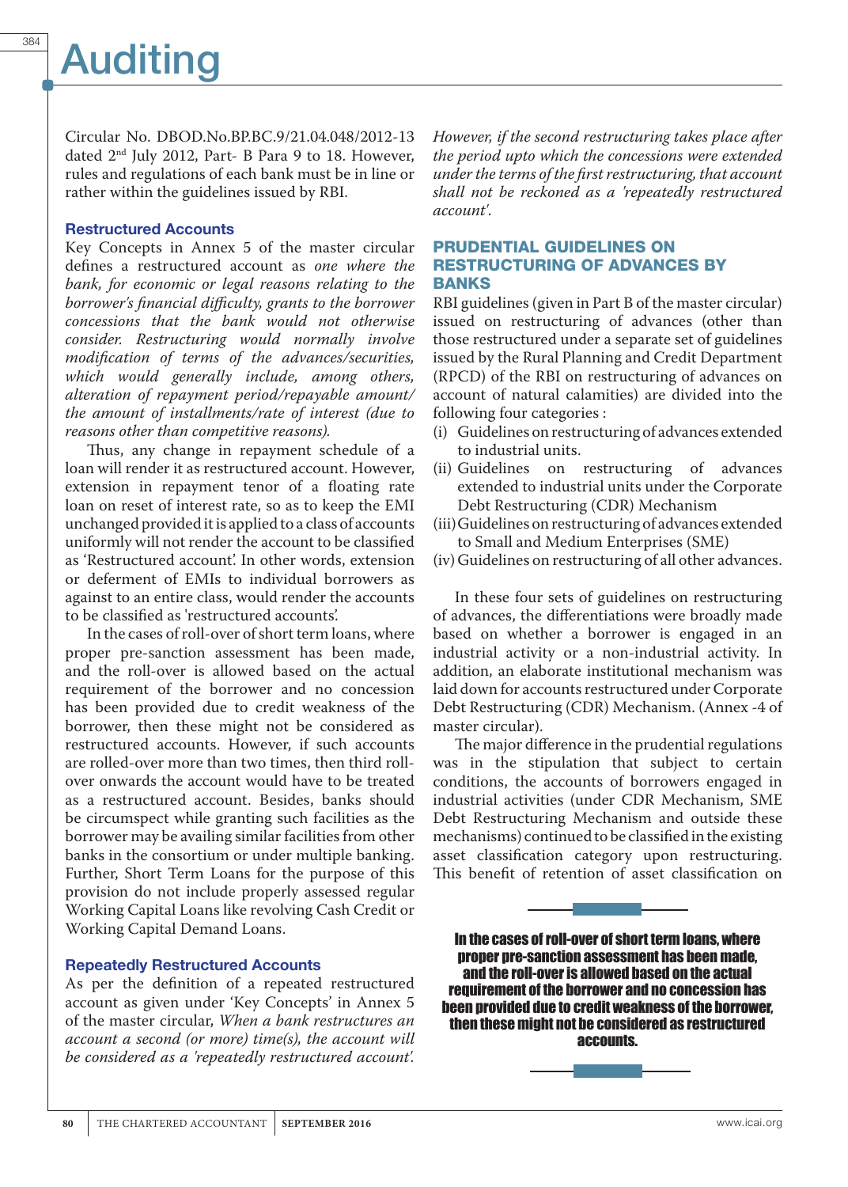Circular No. DBOD.No.BP.BC.9/21.04.048/2012-13 dated 2nd July 2012, Part- B Para 9 to 18. However, rules and regulations of each bank must be in line or rather within the guidelines issued by RBI.

### Restructured Accounts

Key Concepts in Annex 5 of the master circular defines a restructured account as *one where the bank, for economic or legal reasons relating to the borrower's financial difficulty, grants to the borrower concessions that the bank would not otherwise consider. Restructuring would normally involve modification of terms of the advances/securities, which would generally include, among others, alteration of repayment period/repayable amount/ the amount of installments/rate of interest (due to reasons other than competitive reasons).*

Thus, any change in repayment schedule of a loan will render it as restructured account. However, extension in repayment tenor of a floating rate loan on reset of interest rate, so as to keep the EMI unchanged provided it is applied to a class of accounts uniformly will not render the account to be classified as 'Restructured account'. In other words, extension or deferment of EMIs to individual borrowers as against to an entire class, would render the accounts to be classified as 'restructured accounts'.

In the cases of roll-over of short term loans, where proper pre-sanction assessment has been made, and the roll-over is allowed based on the actual requirement of the borrower and no concession has been provided due to credit weakness of the borrower, then these might not be considered as restructured accounts. However, if such accounts are rolled-over more than two times, then third roll-over onwards the account would have to be treated as a restructured account. Besides, banks should be circumspect while granting such facilities as the borrower may be availing similar facilities from other banks in the consortium or under multiple banking. Further, Short Term Loans for the purpose of this provision do not include properly assessed regular Working Capital Loans like revolving Cash Credit or Working Capital Demand Loans.

### Repeatedly Restructured Accounts

As per the definition of a repeated restructured account as given under 'Key Concepts' in Annex 5 of the master circular, *When a bank restructures an account a second (or more) time(s), the account will be considered as a 'repeatedly restructured account'. However, if the second restructuring takes place after the period upto which the concessions were extended under the terms of the first restructuring, that account shall not be reckoned as a 'repeatedly restructured account'.*

## PRUDENTIAL GUIDELINES ON RESTRUCTURING OF ADVANCES BY BANKS

RBI guidelines (given in Part B of the master circular) issued on restructuring of advances (other than those restructured under a separate set of guidelines issued by the Rural Planning and Credit Department (RPCD) of the RBI on restructuring of advances on account of natural calamities) are divided into the following four categories :

(i) Guidelines on restructuring of advances extended to industrial units.
(ii) Guidelines on restructuring of advances extended to industrial units under the Corporate Debt Restructuring (CDR) Mechanism
(iii) Guidelines on restructuring of advances extended to Small and Medium Enterprises (SME)
(iv) Guidelines on restructuring of all other advances.

In these four sets of guidelines on restructuring of advances, the differentiations were broadly made based on whether a borrower is engaged in an industrial activity or a non-industrial activity. In addition, an elaborate institutional mechanism was laid down for accounts restructured under Corporate Debt Restructuring (CDR) Mechanism. (Annex -4 of master circular).

The major difference in the prudential regulations was in the stipulation that subject to certain conditions, the accounts of borrowers engaged in industrial activities (under CDR Mechanism, SME Debt Restructuring Mechanism and outside these mechanisms) continued to be classified in the existing asset classification category upon restructuring. This benefit of retention of asset classification on

**In the cases of roll-over of short term loans, where proper pre-sanction assessment has been made, and the roll-over is allowed based on the actual requirement of the borrower and no concession has been provided due to credit weakness of the borrower, then these might not be considered as restructured accounts.**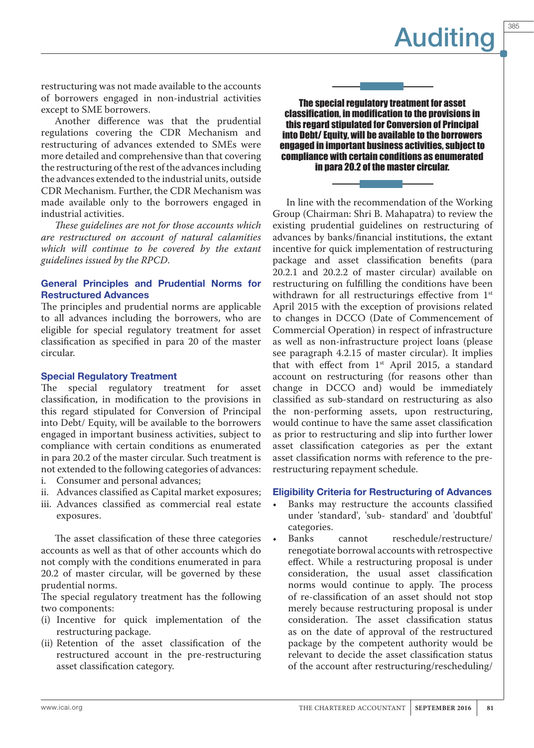restructuring was not made available to the accounts of borrowers engaged in non-industrial activities except to SME borrowers.

Another difference was that the prudential regulations covering the CDR Mechanism and restructuring of advances extended to SMEs were more detailed and comprehensive than that covering the restructuring of the rest of the advances including the advances extended to the industrial units, outside CDR Mechanism. Further, the CDR Mechanism was made available only to the borrowers engaged in industrial activities.

*These guidelines are not for those accounts which are restructured on account of natural calamities which will continue to be covered by the extant guidelines issued by the RPCD.*

### General Principles and Prudential Norms for Restructured Advances

The principles and prudential norms are applicable to all advances including the borrowers, who are eligible for special regulatory treatment for asset classification as specified in para 20 of the master circular.

### Special Regulatory Treatment

The special regulatory treatment for asset classification, in modification to the provisions in this regard stipulated for Conversion of Principal into Debt/ Equity, will be available to the borrowers engaged in important business activities, subject to compliance with certain conditions as enumerated in para 20.2 of the master circular. Such treatment is not extended to the following categories of advances:

i. Consumer and personal advances;
ii. Advances classified as Capital market exposures;
iii. Advances classified as commercial real estate exposures.

The asset classification of these three categories accounts as well as that of other accounts which do not comply with the conditions enumerated in para 20.2 of master circular, will be governed by these prudential norms.

The special regulatory treatment has the following two components:

(i) Incentive for quick implementation of the restructuring package.
(ii) Retention of the asset classification of the restructured account in the pre-restructuring asset classification category.

**The special regulatory treatment for asset classification, in modification to the provisions in this regard stipulated for Conversion of Principal into Debt/ Equity, will be available to the borrowers engaged in important business activities, subject to compliance with certain conditions as enumerated in para 20.2 of the master circular.**

In line with the recommendation of the Working Group (Chairman: Shri B. Mahapatra) to review the existing prudential guidelines on restructuring of advances by banks/financial institutions, the extant incentive for quick implementation of restructuring package and asset classification benefits (para 20.2.1 and 20.2.2 of master circular) available on restructuring on fulfilling the conditions have been withdrawn for all restructurings effective from 1st April 2015 with the exception of provisions related to changes in DCCO (Date of Commencement of Commercial Operation) in respect of infrastructure as well as non-infrastructure project loans (please see paragraph 4.2.15 of master circular). It implies that with effect from 1st April 2015, a standard account on restructuring (for reasons other than change in DCCO and) would be immediately classified as sub-standard on restructuring as also the non-performing assets, upon restructuring, would continue to have the same asset classification as prior to restructuring and slip into further lower asset classification categories as per the extant asset classification norms with reference to the pre-restructuring repayment schedule.

### Eligibility Criteria for Restructuring of Advances

- Banks may restructure the accounts classified under 'standard', 'sub- standard' and 'doubtful' categories.
- Banks cannot reschedule/restructure/ renegotiate borrowal accounts with retrospective effect. While a restructuring proposal is under consideration, the usual asset classification norms would continue to apply. The process of re-classification of an asset should not stop merely because restructuring proposal is under consideration. The asset classification status as on the date of approval of the restructured package by the competent authority would be relevant to decide the asset classification status of the account after restructuring/rescheduling/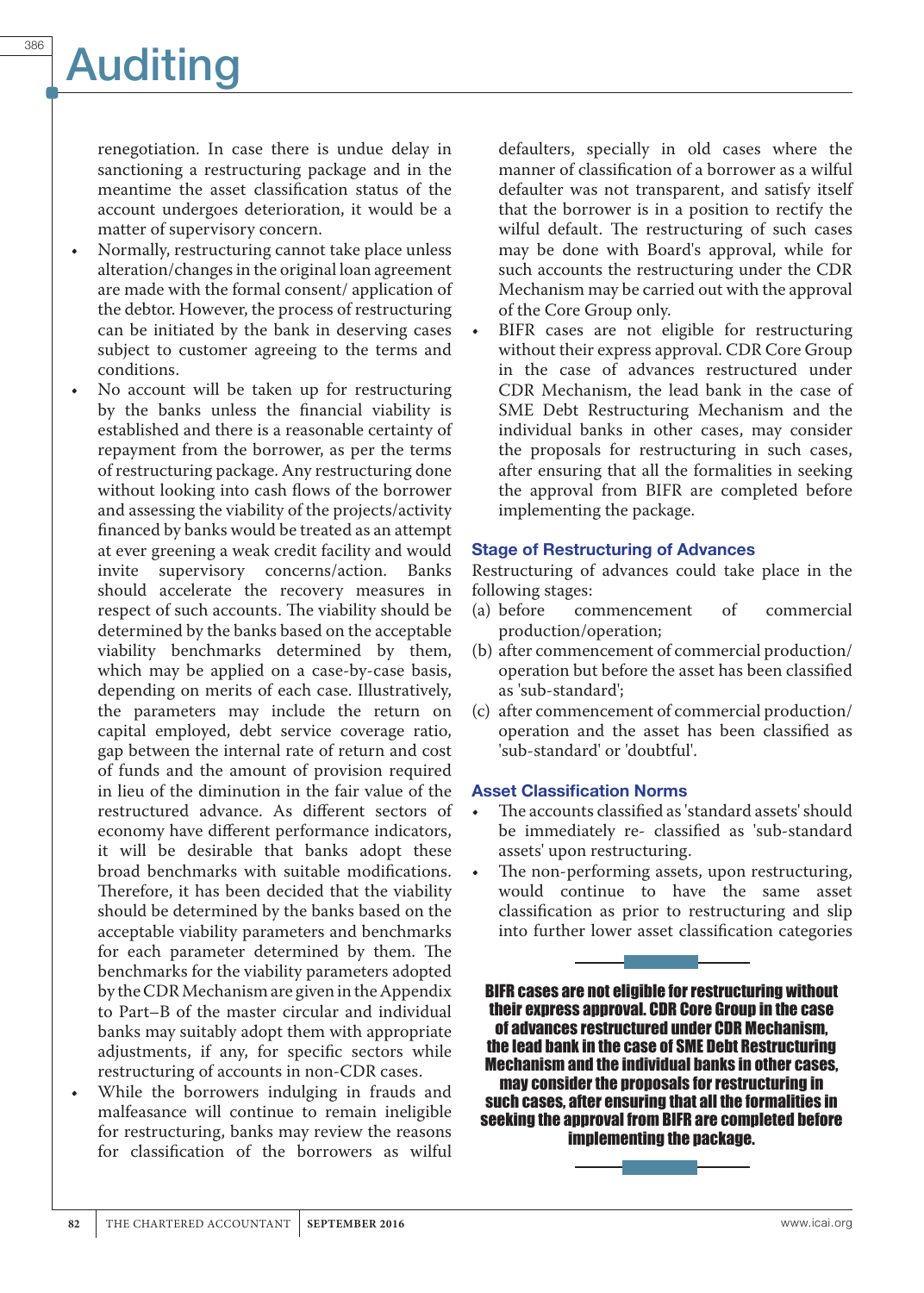renegotiation. In case there is undue delay in sanctioning a restructuring package and in the meantime the asset classification status of the account undergoes deterioration, it would be a matter of supervisory concern.

- Normally, restructuring cannot take place unless alteration/changes in the original loan agreement are made with the formal consent/ application of the debtor. However, the process of restructuring can be initiated by the bank in deserving cases subject to customer agreeing to the terms and conditions.
- No account will be taken up for restructuring by the banks unless the financial viability is established and there is a reasonable certainty of repayment from the borrower, as per the terms of restructuring package. Any restructuring done without looking into cash flows of the borrower and assessing the viability of the projects/activity financed by banks would be treated as an attempt at ever greening a weak credit facility and would invite supervisory concerns/action. Banks should accelerate the recovery measures in respect of such accounts. The viability should be determined by the banks based on the acceptable viability benchmarks determined by them, which may be applied on a case-by-case basis, depending on merits of each case. Illustratively, the parameters may include the return on capital employed, debt service coverage ratio, gap between the internal rate of return and cost of funds and the amount of provision required in lieu of the diminution in the fair value of the restructured advance. As different sectors of economy have different performance indicators, it will be desirable that banks adopt these broad benchmarks with suitable modifications. Therefore, it has been decided that the viability should be determined by the banks based on the acceptable viability parameters and benchmarks for each parameter determined by them. The benchmarks for the viability parameters adopted by the CDR Mechanism are given in the Appendix to Part–B of the master circular and individual banks may suitably adopt them with appropriate adjustments, if any, for specific sectors while restructuring of accounts in non-CDR cases.
- While the borrowers indulging in frauds and malfeasance will continue to remain ineligible for restructuring, banks may review the reasons for classification of the borrowers as wilful defaulters, specially in old cases where the manner of classification of a borrower as a wilful defaulter was not transparent, and satisfy itself that the borrower is in a position to rectify the wilful default. The restructuring of such cases may be done with Board's approval, while for such accounts the restructuring under the CDR Mechanism may be carried out with the approval of the Core Group only.
- BIFR cases are not eligible for restructuring without their express approval. CDR Core Group in the case of advances restructured under CDR Mechanism, the lead bank in the case of SME Debt Restructuring Mechanism and the individual banks in other cases, may consider the proposals for restructuring in such cases, after ensuring that all the formalities in seeking the approval from BIFR are completed before implementing the package.

### Stage of Restructuring of Advances

Restructuring of advances could take place in the following stages:

(a) before commencement of commercial production/operation;

(b) after commencement of commercial production/ operation but before the asset has been classified as 'sub-standard';

(c) after commencement of commercial production/ operation and the asset has been classified as 'sub-standard' or 'doubtful'.

### Asset Classification Norms

- The accounts classified as 'standard assets' should be immediately re- classified as 'sub-standard assets' upon restructuring.
- The non-performing assets, upon restructuring, would continue to have the same asset classification as prior to restructuring and slip into further lower asset classification categories

**BIFR cases are not eligible for restructuring without their express approval. CDR Core Group in the case of advances restructured under CDR Mechanism, the lead bank in the case of SME Debt Restructuring Mechanism and the individual banks in other cases, may consider the proposals for restructuring in such cases, after ensuring that all the formalities in seeking the approval from BIFR are completed before implementing the package.**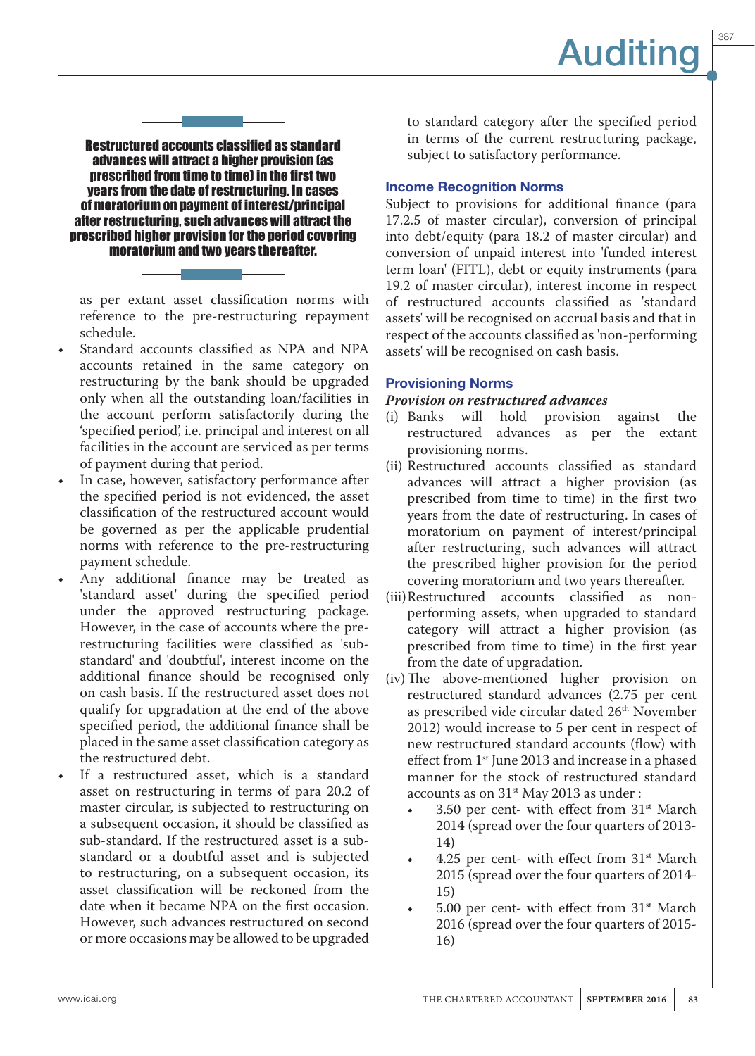**Restructured accounts classified as standard advances will attract a higher provision (as prescribed from time to time) in the first two years from the date of restructuring. In cases of moratorium on payment of interest/principal after restructuring, such advances will attract the prescribed higher provision for the period covering moratorium and two years thereafter.**

as per extant asset classification norms with reference to the pre-restructuring repayment schedule.

- Standard accounts classified as NPA and NPA accounts retained in the same category on restructuring by the bank should be upgraded only when all the outstanding loan/facilities in the account perform satisfactorily during the 'specified period', i.e. principal and interest on all facilities in the account are serviced as per terms of payment during that period.
- In case, however, satisfactory performance after the specified period is not evidenced, the asset classification of the restructured account would be governed as per the applicable prudential norms with reference to the pre-restructuring payment schedule.
- Any additional finance may be treated as 'standard asset' during the specified period under the approved restructuring package. However, in the case of accounts where the pre-restructuring facilities were classified as 'sub-standard' and 'doubtful', interest income on the additional finance should be recognised only on cash basis. If the restructured asset does not qualify for upgradation at the end of the above specified period, the additional finance shall be placed in the same asset classification category as the restructured debt.
- If a restructured asset, which is a standard asset on restructuring in terms of para 20.2 of master circular, is subjected to restructuring on a subsequent occasion, it should be classified as sub-standard. If the restructured asset is a sub-standard or a doubtful asset and is subjected to restructuring, on a subsequent occasion, its asset classification will be reckoned from the date when it became NPA on the first occasion. However, such advances restructured on second or more occasions may be allowed to be upgraded to standard category after the specified period in terms of the current restructuring package, subject to satisfactory performance.

### Income Recognition Norms

Subject to provisions for additional finance (para 17.2.5 of master circular), conversion of principal into debt/equity (para 18.2 of master circular) and conversion of unpaid interest into 'funded interest term loan' (FITL), debt or equity instruments (para 19.2 of master circular), interest income in respect of restructured accounts classified as 'standard assets' will be recognised on accrual basis and that in respect of the accounts classified as 'non-performing assets' will be recognised on cash basis.

### Provisioning Norms

***Provision on restructured advances***

(i) Banks will hold provision against the restructured advances as per the extant provisioning norms.

(ii) Restructured accounts classified as standard advances will attract a higher provision (as prescribed from time to time) in the first two years from the date of restructuring. In cases of moratorium on payment of interest/principal after restructuring, such advances will attract the prescribed higher provision for the period covering moratorium and two years thereafter.

(iii) Restructured accounts classified as non-performing assets, when upgraded to standard category will attract a higher provision (as prescribed from time to time) in the first year from the date of upgradation.

(iv) The above-mentioned higher provision on restructured standard advances (2.75 per cent as prescribed vide circular dated 26th November 2012) would increase to 5 per cent in respect of new restructured standard accounts (flow) with effect from 1st June 2013 and increase in a phased manner for the stock of restructured standard accounts as on 31st May 2013 as under :

- 3.50 per cent- with effect from 31st March 2014 (spread over the four quarters of 2013-14)
- 4.25 per cent- with effect from 31st March 2015 (spread over the four quarters of 2014-15)
- 5.00 per cent- with effect from 31st March 2016 (spread over the four quarters of 2015-16)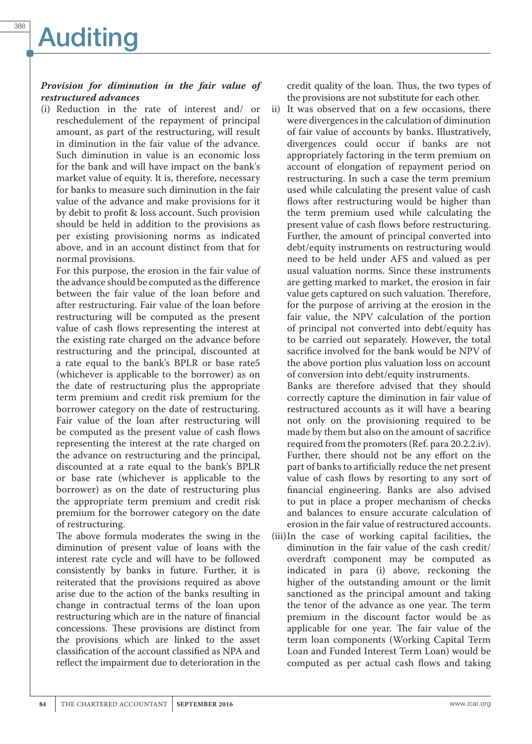***Provision for diminution in the fair value of restructured advances***

(i) Reduction in the rate of interest and/ or reschedulement of the repayment of principal amount, as part of the restructuring, will result in diminution in the fair value of the advance. Such diminution in value is an economic loss for the bank and will have impact on the bank's market value of equity. It is, therefore, necessary for banks to measure such diminution in the fair value of the advance and make provisions for it by debit to profit & loss account. Such provision should be held in addition to the provisions as per existing provisioning norms as indicated above, and in an account distinct from that for normal provisions.

For this purpose, the erosion in the fair value of the advance should be computed as the difference between the fair value of the loan before and after restructuring. Fair value of the loan before restructuring will be computed as the present value of cash flows representing the interest at the existing rate charged on the advance before restructuring and the principal, discounted at a rate equal to the bank's BPLR or base rate[5] (whichever is applicable to the borrower) as on the date of restructuring plus the appropriate term premium and credit risk premium for the borrower category on the date of restructuring. Fair value of the loan after restructuring will be computed as the present value of cash flows representing the interest at the rate charged on the advance on restructuring and the principal, discounted at a rate equal to the bank's BPLR or base rate (whichever is applicable to the borrower) as on the date of restructuring plus the appropriate term premium and credit risk premium for the borrower category on the date of restructuring.

The above formula moderates the swing in the diminution of present value of loans with the interest rate cycle and will have to be followed consistently by banks in future. Further, it is reiterated that the provisions required as above arise due to the action of the banks resulting in change in contractual terms of the loan upon restructuring which are in the nature of financial concessions. These provisions are distinct from the provisions which are linked to the asset classification of the account classified as NPA and reflect the impairment due to deterioration in the credit quality of the loan. Thus, the two types of the provisions are not substitute for each other.

ii) It was observed that on a few occasions, there were divergences in the calculation of diminution of fair value of accounts by banks. Illustratively, divergences could occur if banks are not appropriately factoring in the term premium on account of elongation of repayment period on restructuring. In such a case the term premium used while calculating the present value of cash flows after restructuring would be higher than the term premium used while calculating the present value of cash flows before restructuring. Further, the amount of principal converted into debt/equity instruments on restructuring would need to be held under AFS and valued as per usual valuation norms. Since these instruments are getting marked to market, the erosion in fair value gets captured on such valuation. Therefore, for the purpose of arriving at the erosion in the fair value, the NPV calculation of the portion of principal not converted into debt/equity has to be carried out separately. However, the total sacrifice involved for the bank would be NPV of the above portion plus valuation loss on account of conversion into debt/equity instruments.

Banks are therefore advised that they should correctly capture the diminution in fair value of restructured accounts as it will have a bearing not only on the provisioning required to be made by them but also on the amount of sacrifice required from the promoters (Ref. para 20.2.2.iv). Further, there should not be any effort on the part of banks to artificially reduce the net present value of cash flows by resorting to any sort of financial engineering. Banks are also advised to put in place a proper mechanism of checks and balances to ensure accurate calculation of erosion in the fair value of restructured accounts.

(iii) In the case of working capital facilities, the diminution in the fair value of the cash credit/ overdraft component may be computed as indicated in para (i) above, reckoning the higher of the outstanding amount or the limit sanctioned as the principal amount and taking the tenor of the advance as one year. The term premium in the discount factor would be as applicable for one year. The fair value of the term loan components (Working Capital Term Loan and Funded Interest Term Loan) would be computed as per actual cash flows and taking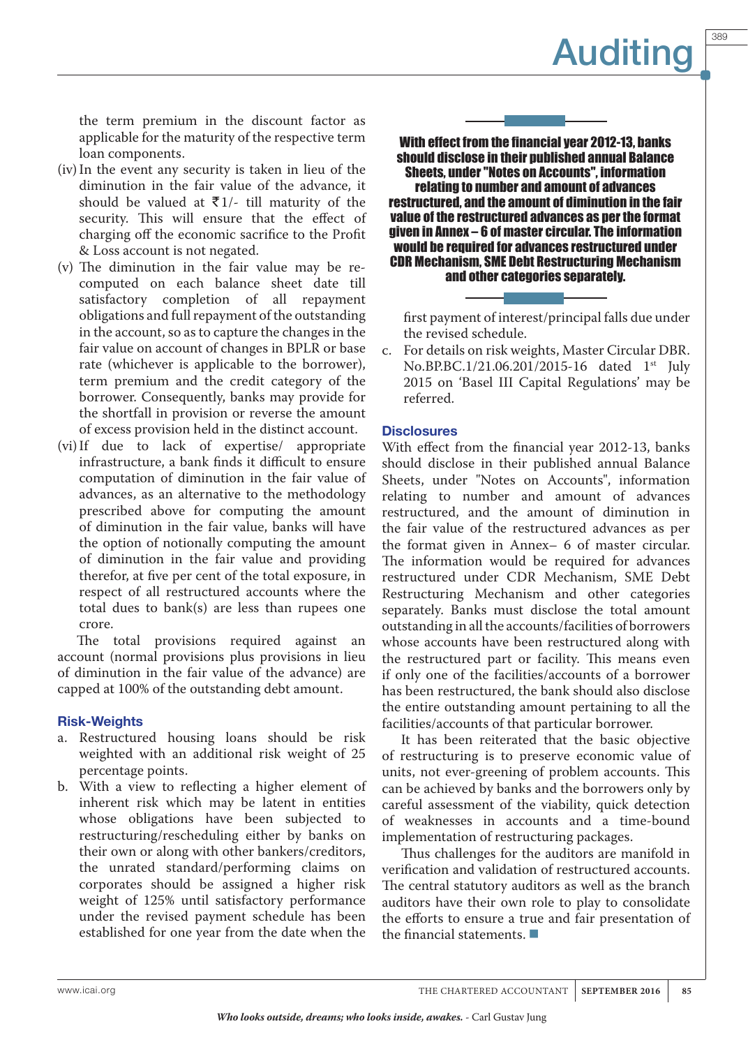the term premium in the discount factor as applicable for the maturity of the respective term loan components.

(iv) In the event any security is taken in lieu of the diminution in the fair value of the advance, it should be valued at ₹1/- till maturity of the security. This will ensure that the effect of charging off the economic sacrifice to the Profit & Loss account is not negated.

(v) The diminution in the fair value may be re-computed on each balance sheet date till satisfactory completion of all repayment obligations and full repayment of the outstanding in the account, so as to capture the changes in the fair value on account of changes in BPLR or base rate (whichever is applicable to the borrower), term premium and the credit category of the borrower. Consequently, banks may provide for the shortfall in provision or reverse the amount of excess provision held in the distinct account.

(vi) If due to lack of expertise/ appropriate infrastructure, a bank finds it difficult to ensure computation of diminution in the fair value of advances, as an alternative to the methodology prescribed above for computing the amount of diminution in the fair value, banks will have the option of notionally computing the amount of diminution in the fair value and providing therefor, at five per cent of the total exposure, in respect of all restructured accounts where the total dues to bank(s) are less than rupees one crore.

The total provisions required against an account (normal provisions plus provisions in lieu of diminution in the fair value of the advance) are capped at 100% of the outstanding debt amount.

### Risk-Weights

a. Restructured housing loans should be risk weighted with an additional risk weight of 25 percentage points.

b. With a view to reflecting a higher element of inherent risk which may be latent in entities whose obligations have been subjected to restructuring/rescheduling either by banks on their own or along with other bankers/creditors, the unrated standard/performing claims on corporates should be assigned a higher risk weight of 125% until satisfactory performance under the revised payment schedule has been established for one year from the date when the first payment of interest/principal falls due under the revised schedule.

c. For details on risk weights, Master Circular DBR. No.BP.BC.1/21.06.201/2015-16 dated 1st July 2015 on 'Basel III Capital Regulations' may be referred.

**With effect from the financial year 2012-13, banks should disclose in their published annual Balance Sheets, under "Notes on Accounts", information relating to number and amount of advances restructured, and the amount of diminution in the fair value of the restructured advances as per the format given in Annex – 6 of master circular. The information would be required for advances restructured under CDR Mechanism, SME Debt Restructuring Mechanism and other categories separately.**

### Disclosures

With effect from the financial year 2012-13, banks should disclose in their published annual Balance Sheets, under "Notes on Accounts", information relating to number and amount of advances restructured, and the amount of diminution in the fair value of the restructured advances as per the format given in Annex– 6 of master circular. The information would be required for advances restructured under CDR Mechanism, SME Debt Restructuring Mechanism and other categories separately. Banks must disclose the total amount outstanding in all the accounts/facilities of borrowers whose accounts have been restructured along with the restructured part or facility. This means even if only one of the facilities/accounts of a borrower has been restructured, the bank should also disclose the entire outstanding amount pertaining to all the facilities/accounts of that particular borrower.

It has been reiterated that the basic objective of restructuring is to preserve economic value of units, not ever-greening of problem accounts. This can be achieved by banks and the borrowers only by careful assessment of the viability, quick detection of weaknesses in accounts and a time-bound implementation of restructuring packages.

Thus challenges for the auditors are manifold in verification and validation of restructured accounts. The central statutory auditors as well as the branch auditors have their own role to play to consolidate the efforts to ensure a true and fair presentation of the financial statements. ■